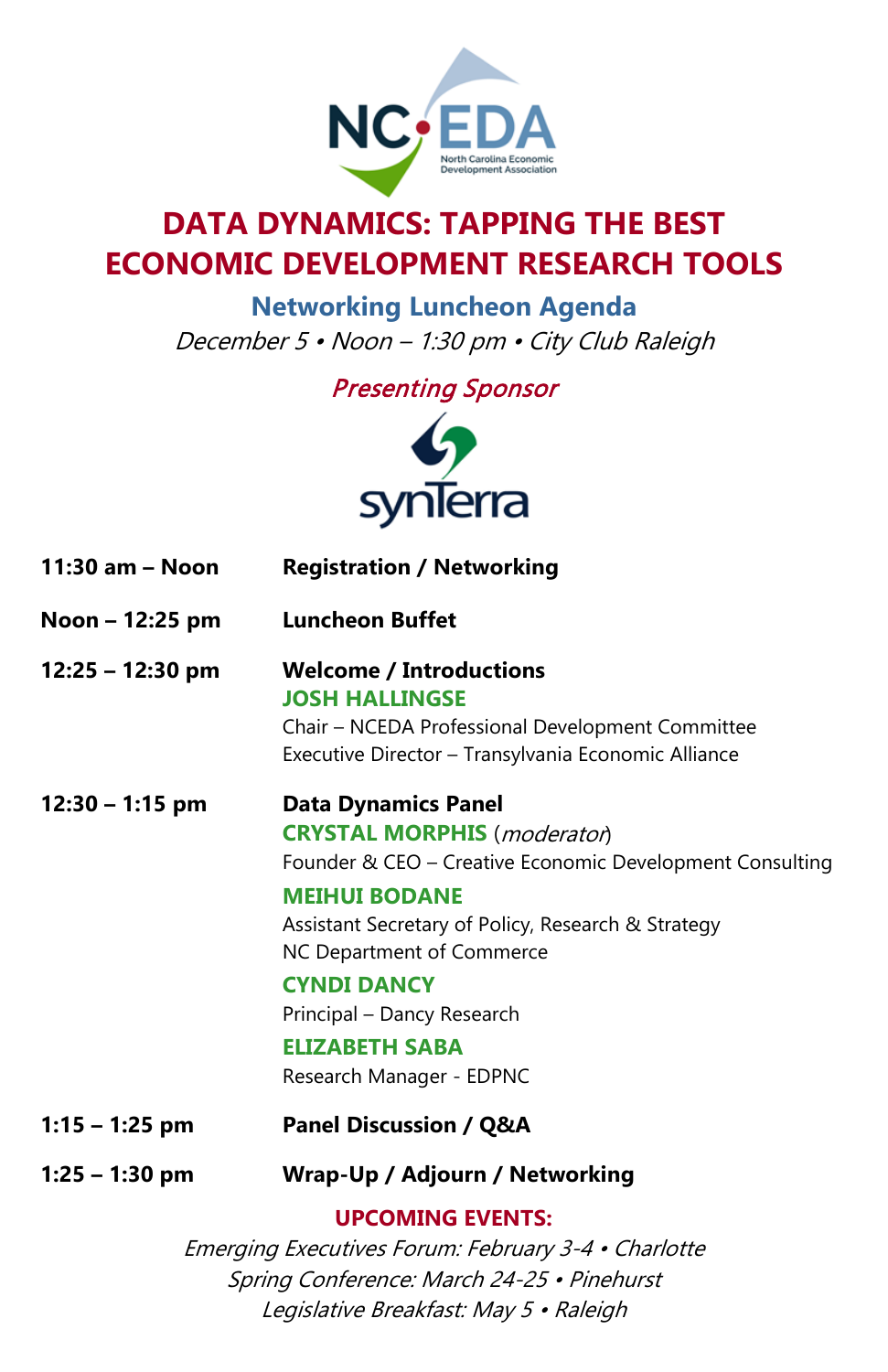NC•EDA

North Carolina Economic Development Association

# DATA DYNAMICS: TAPPING THE BEST ECONOMIC DEVELOPMENT RESEARCH TOOLS

## Networking Luncheon Agenda

*December 5 • Noon – 1:30 pm • City Club Raleigh*

*Presenting Sponsor*

synTerra

**11:30 am – Noon** — **Registration / Networking**

**Noon – 12:25 pm** — **Luncheon Buffet**

**12:25 – 12:30 pm** — **Welcome / Introductions**

**JOSH HALLINGSE**
Chair – NCEDA Professional Development Committee
Executive Director – Transylvania Economic Alliance

**12:30 – 1:15 pm** — **Data Dynamics Panel**

**CRYSTAL MORPHIS** (*moderator*)
Founder & CEO – Creative Economic Development Consulting

**MEIHUI BODANE**
Assistant Secretary of Policy, Research & Strategy
NC Department of Commerce

**CYNDI DANCY**
Principal – Dancy Research

**ELIZABETH SABA**
Research Manager - EDPNC

**1:15 – 1:25 pm** — **Panel Discussion / Q&A**

**1:25 – 1:30 pm** — **Wrap-Up / Adjourn / Networking**

**UPCOMING EVENTS:**

*Emerging Executives Forum: February 3-4 • Charlotte*
*Spring Conference: March 24-25 • Pinehurst*
*Legislative Breakfast: May 5 • Raleigh*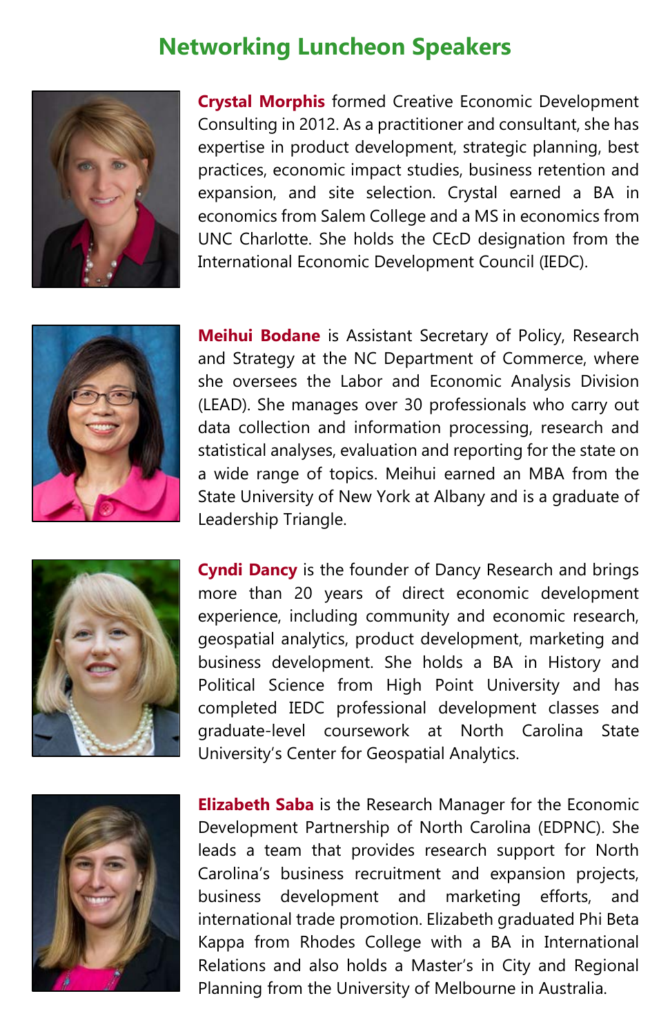# Networking Luncheon Speakers

**Crystal Morphis** formed Creative Economic Development Consulting in 2012. As a practitioner and consultant, she has expertise in product development, strategic planning, best practices, economic impact studies, business retention and expansion, and site selection. Crystal earned a BA in economics from Salem College and a MS in economics from UNC Charlotte. She holds the CEcD designation from the International Economic Development Council (IEDC).

**Meihui Bodane** is Assistant Secretary of Policy, Research and Strategy at the NC Department of Commerce, where she oversees the Labor and Economic Analysis Division (LEAD). She manages over 30 professionals who carry out data collection and information processing, research and statistical analyses, evaluation and reporting for the state on a wide range of topics. Meihui earned an MBA from the State University of New York at Albany and is a graduate of Leadership Triangle.

**Cyndi Dancy** is the founder of Dancy Research and brings more than 20 years of direct economic development experience, including community and economic research, geospatial analytics, product development, marketing and business development. She holds a BA in History and Political Science from High Point University and has completed IEDC professional development classes and graduate-level coursework at North Carolina State University's Center for Geospatial Analytics.

**Elizabeth Saba** is the Research Manager for the Economic Development Partnership of North Carolina (EDPNC). She leads a team that provides research support for North Carolina's business recruitment and expansion projects, business development and marketing efforts, and international trade promotion. Elizabeth graduated Phi Beta Kappa from Rhodes College with a BA in International Relations and also holds a Master's in City and Regional Planning from the University of Melbourne in Australia.